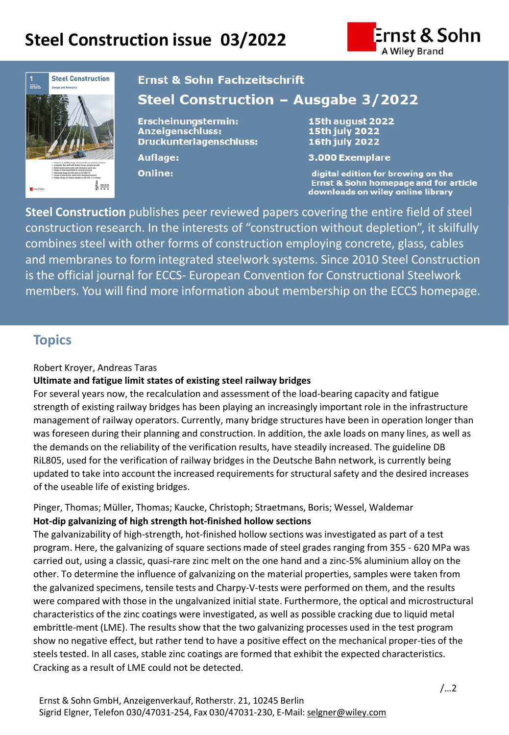# Steel Construction issue 03/2022

Ernst & Sohn
A Wiley Brand

## Ernst & Sohn Fachzeitschrift

## Steel Construction – Ausgabe 3/2022

| | |
|---|---|
| Erscheinungstermin: | 15th august 2022 |
| Anzeigenschluss: | 15th july 2022 |
| Druckunterlagenschluss: | 16th july 2022 |
| Auflage: | 3.000 Exemplare |
| Online: | digital edition for browing on the Ernst & Sohn homepage and for article downloads on wiley online library |

**Steel Construction** publishes peer reviewed papers covering the entire field of steel construction research. In the interests of "construction without depletion", it skilfully combines steel with other forms of construction employing concrete, glass, cables and membranes to form integrated steelwork systems. Since 2010 Steel Construction is the official journal for ECCS- European Convention for Constructional Steelwork members. You will find more information about membership on the ECCS homepage.

## Topics

Robert Kroyer, Andreas Taras

**Ultimate and fatigue limit states of existing steel railway bridges**

For several years now, the recalculation and assessment of the load-bearing capacity and fatigue strength of existing railway bridges has been playing an increasingly important role in the infrastructure management of railway operators. Currently, many bridge structures have been in operation longer than was foreseen during their planning and construction. In addition, the axle loads on many lines, as well as the demands on the reliability of the verification results, have steadily increased. The guideline DB RiL805, used for the verification of railway bridges in the Deutsche Bahn network, is currently being updated to take into account the increased requirements for structural safety and the desired increases of the useable life of existing bridges.

Pinger, Thomas; Müller, Thomas; Kaucke, Christoph; Straetmans, Boris; Wessel, Waldemar

**Hot-dip galvanizing of high strength hot-finished hollow sections**

The galvanizability of high-strength, hot-finished hollow sections was investigated as part of a test program. Here, the galvanizing of square sections made of steel grades ranging from 355 - 620 MPa was carried out, using a classic, quasi-rare zinc melt on the one hand and a zinc-5% aluminium alloy on the other. To determine the influence of galvanizing on the material properties, samples were taken from the galvanized specimens, tensile tests and Charpy-V-tests were performed on them, and the results were compared with those in the ungalvanized initial state. Furthermore, the optical and microstructural characteristics of the zinc coatings were investigated, as well as possible cracking due to liquid metal embrittle-ment (LME). The results show that the two galvanizing processes used in the test program show no negative effect, but rather tend to have a positive effect on the mechanical proper-ties of the steels tested. In all cases, stable zinc coatings are formed that exhibit the expected characteristics. Cracking as a result of LME could not be detected.

/…2

Ernst & Sohn GmbH, Anzeigenverkauf, Rotherstr. 21, 10245 Berlin
Sigrid Elgner, Telefon 030/47031-254, Fax 030/47031-230, E-Mail: selgner@wiley.com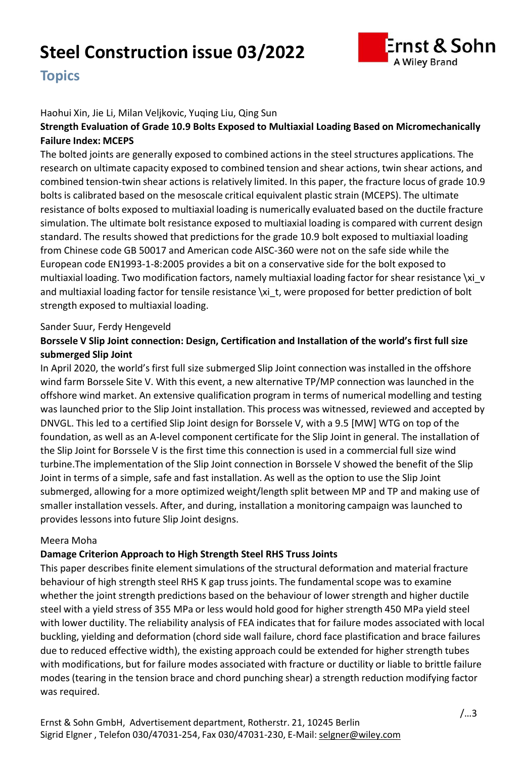# Steel Construction issue 03/2022

## Topics

Haohui Xin, Jie Li, Milan Veljkovic, Yuqing Liu, Qing Sun

**Strength Evaluation of Grade 10.9 Bolts Exposed to Multiaxial Loading Based on Micromechanically Failure Index: MCEPS**

The bolted joints are generally exposed to combined actions in the steel structures applications. The research on ultimate capacity exposed to combined tension and shear actions, twin shear actions, and combined tension-twin shear actions is relatively limited. In this paper, the fracture locus of grade 10.9 bolts is calibrated based on the mesoscale critical equivalent plastic strain (MCEPS). The ultimate resistance of bolts exposed to multiaxial loading is numerically evaluated based on the ductile fracture simulation. The ultimate bolt resistance exposed to multiaxial loading is compared with current design standard. The results showed that predictions for the grade 10.9 bolt exposed to multiaxial loading from Chinese code GB 50017 and American code AISC-360 were not on the safe side while the European code EN1993-1-8:2005 provides a bit on a conservative side for the bolt exposed to multiaxial loading. Two modification factors, namely multiaxial loading factor for shear resistance $\xi_v$ and multiaxial loading factor for tensile resistance $\xi_t$, were proposed for better prediction of bolt strength exposed to multiaxial loading.

Sander Suur, Ferdy Hengeveld

**Borssele V Slip Joint connection: Design, Certification and Installation of the world's first full size submerged Slip Joint**

In April 2020, the world's first full size submerged Slip Joint connection was installed in the offshore wind farm Borssele Site V. With this event, a new alternative TP/MP connection was launched in the offshore wind market. An extensive qualification program in terms of numerical modelling and testing was launched prior to the Slip Joint installation. This process was witnessed, reviewed and accepted by DNVGL. This led to a certified Slip Joint design for Borssele V, with a 9.5 [MW] WTG on top of the foundation, as well as an A-level component certificate for the Slip Joint in general. The installation of the Slip Joint for Borssele V is the first time this connection is used in a commercial full size wind turbine.The implementation of the Slip Joint connection in Borssele V showed the benefit of the Slip Joint in terms of a simple, safe and fast installation. As well as the option to use the Slip Joint submerged, allowing for a more optimized weight/length split between MP and TP and making use of smaller installation vessels. After, and during, installation a monitoring campaign was launched to provides lessons into future Slip Joint designs.

Meera Moha

**Damage Criterion Approach to High Strength Steel RHS Truss Joints**

This paper describes finite element simulations of the structural deformation and material fracture behaviour of high strength steel RHS K gap truss joints. The fundamental scope was to examine whether the joint strength predictions based on the behaviour of lower strength and higher ductile steel with a yield stress of 355 MPa or less would hold good for higher strength 450 MPa yield steel with lower ductility. The reliability analysis of FEA indicates that for failure modes associated with local buckling, yielding and deformation (chord side wall failure, chord face plastification and brace failures due to reduced effective width), the existing approach could be extended for higher strength tubes with modifications, but for failure modes associated with fracture or ductility or liable to brittle failure modes (tearing in the tension brace and chord punching shear) a strength reduction modifying factor was required.

/...3

Ernst & Sohn GmbH, Advertisement department, Rotherstr. 21, 10245 Berlin
Sigrid Elgner , Telefon 030/47031-254, Fax 030/47031-230, E-Mail: selgner@wiley.com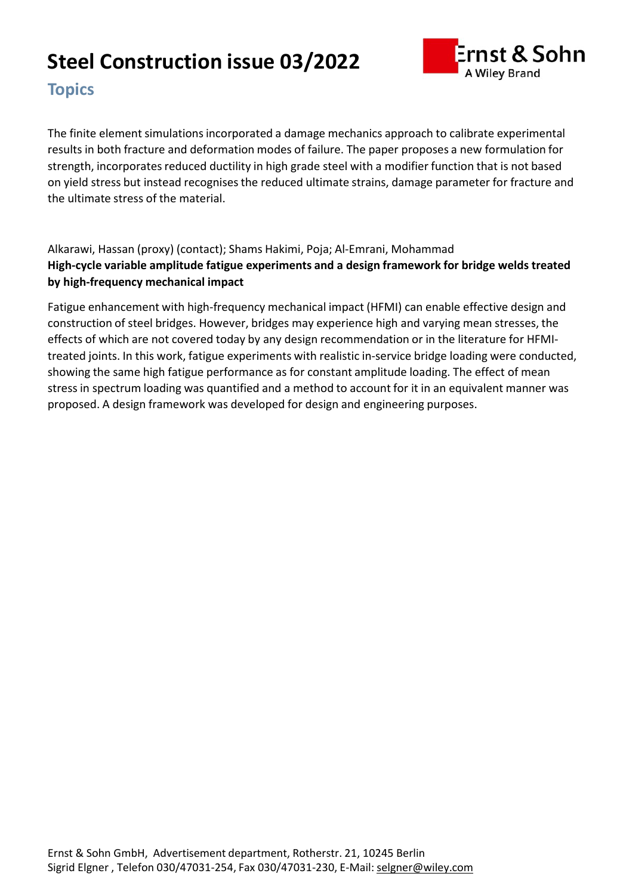The finite element simulations incorporated a damage mechanics approach to calibrate experimental results in both fracture and deformation modes of failure. The paper proposes a new formulation for strength, incorporates reduced ductility in high grade steel with a modifier function that is not based on yield stress but instead recognises the reduced ultimate strains, damage parameter for fracture and the ultimate stress of the material.

Alkarawi, Hassan (proxy) (contact); Shams Hakimi, Poja; Al-Emrani, Mohammad

**High-cycle variable amplitude fatigue experiments and a design framework for bridge welds treated by high-frequency mechanical impact**

Fatigue enhancement with high-frequency mechanical impact (HFMI) can enable effective design and construction of steel bridges. However, bridges may experience high and varying mean stresses, the effects of which are not covered today by any design recommendation or in the literature for HFMI-treated joints. In this work, fatigue experiments with realistic in-service bridge loading were conducted, showing the same high fatigue performance as for constant amplitude loading. The effect of mean stress in spectrum loading was quantified and a method to account for it in an equivalent manner was proposed. A design framework was developed for design and engineering purposes.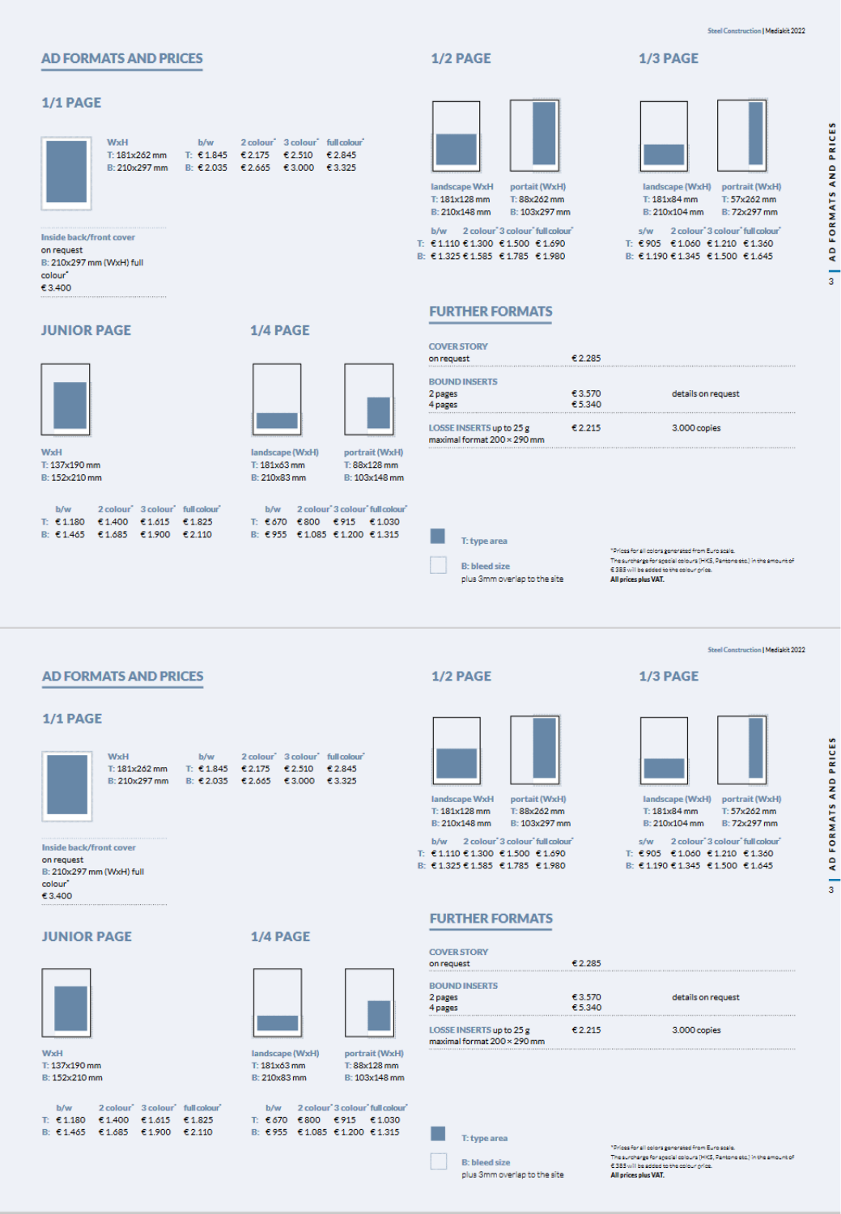## AD FORMATS AND PRICES

### 1/1 PAGE

| WxH | | b/w | 2 colour* | 3 colour* | full colour* |
|---|---|---|---|---|---|
| T: 181x262 mm | T: | € 1.845 | € 2.175 | € 2.510 | € 2.845 |
| B: 210x297 mm | B: | € 2.035 | € 2.665 | € 3.000 | € 3.325 |

**Inside back/front cover**
on request
B: 210x297 mm (WxH) full colour*
€ 3.400

### 1/2 PAGE

landscape WxH
T: 181x128 mm
B: 210x148 mm

portrait (WxH)
T: 88x262 mm
B: 103x297 mm

| | b/w | 2 colour* | 3 colour* | full colour* |
|---|---|---|---|---|
| T: | € 1.110 | € 1.300 | € 1.500 | € 1.690 |
| B: | € 1.325 | € 1.585 | € 1.785 | € 1.980 |

### 1/3 PAGE

landscape (WxH)
T: 181x84 mm
B: 210x104 mm

portrait (WxH)
T: 57x262 mm
B: 72x297 mm

| | s/w | 2 colour* | 3 colour* | full colour* |
|---|---|---|---|---|
| T: | € 905 | € 1.060 | € 1.210 | € 1.360 |
| B: | € 1.190 | € 1.345 | € 1.500 | € 1.645 |

### JUNIOR PAGE

WxH
T: 137x190 mm
B: 152x210 mm

| | b/w | 2 colour* | 3 colour* | full colour* |
|---|---|---|---|---|
| T: | € 1.180 | € 1.400 | € 1.615 | € 1.825 |
| B: | € 1.465 | € 1.685 | € 1.900 | € 2.110 |

### 1/4 PAGE

landscape (WxH)
T: 181x63 mm
B: 210x83 mm

portrait (WxH)
T: 88x128 mm
B: 103x148 mm

| | b/w | 2 colour* | 3 colour* | full colour* |
|---|---|---|---|---|
| T: | € 670 | € 800 | € 915 | € 1.030 |
| B: | € 955 | € 1.085 | € 1.200 | € 1.315 |

## FURTHER FORMATS

| | | |
|---|---|---|
| **COVER STORY** on request | € 2.285 | |
| **BOUND INSERTS** 2 pages | € 3.570 | details on request |
| 4 pages | € 5.340 | |
| **LOSSE INSERTS** up to 25 g maximal format 200 × 290 mm | € 2.215 | 3.000 copies |

T: type area

B: bleed size
plus 3mm overlap to the site

*Prices for all colors generated from Euro scale.
The surcharge for special colours (HKS, Pantone etc.) in the amount of €385 will be added to the colour price.
**All prices plus VAT.**

## AD FORMATS AND PRICES

### 1/1 PAGE

| WxH | | b/w | 2 colour* | 3 colour* | full colour* |
|---|---|---|---|---|---|
| T: 181x262 mm | T: | € 1.845 | € 2.175 | € 2.510 | € 2.845 |
| B: 210x297 mm | B: | € 2.035 | € 2.665 | € 3.000 | € 3.325 |

**Inside back/front cover**
on request
B: 210x297 mm (WxH) full colour*
€ 3.400

### 1/2 PAGE

landscape WxH
T: 181x128 mm
B: 210x148 mm

portrait (WxH)
T: 88x262 mm
B: 103x297 mm

| | b/w | 2 colour* | 3 colour* | full colour* |
|---|---|---|---|---|
| T: | € 1.110 | € 1.300 | € 1.500 | € 1.690 |
| B: | € 1.325 | € 1.585 | € 1.785 | € 1.980 |

### 1/3 PAGE

landscape (WxH)
T: 181x84 mm
B: 210x104 mm

portrait (WxH)
T: 57x262 mm
B: 72x297 mm

| | s/w | 2 colour* | 3 colour* | full colour* |
|---|---|---|---|---|
| T: | € 905 | € 1.060 | € 1.210 | € 1.360 |
| B: | € 1.190 | € 1.345 | € 1.500 | € 1.645 |

### JUNIOR PAGE

WxH
T: 137x190 mm
B: 152x210 mm

| | b/w | 2 colour* | 3 colour* | full colour* |
|---|---|---|---|---|
| T: | € 1.180 | € 1.400 | € 1.615 | € 1.825 |
| B: | € 1.465 | € 1.685 | € 1.900 | € 2.110 |

### 1/4 PAGE

landscape (WxH)
T: 181x63 mm
B: 210x83 mm

portrait (WxH)
T: 88x128 mm
B: 103x148 mm

| | b/w | 2 colour* | 3 colour* | full colour* |
|---|---|---|---|---|
| T: | € 670 | € 800 | € 915 | € 1.030 |
| B: | € 955 | € 1.085 | € 1.200 | € 1.315 |

## FURTHER FORMATS

| | | |
|---|---|---|
| **COVER STORY** on request | € 2.285 | |
| **BOUND INSERTS** 2 pages | € 3.570 | details on request |
| 4 pages | € 5.340 | |
| **LOSSE INSERTS** up to 25 g maximal format 200 × 290 mm | € 2.215 | 3.000 copies |

T: type area

B: bleed size
plus 3mm overlap to the site

*Prices for all colors generated from Euro scale.
The surcharge for special colours (HKS, Pantone etc.) in the amount of €385 will be added to the colour price.
**All prices plus VAT.**